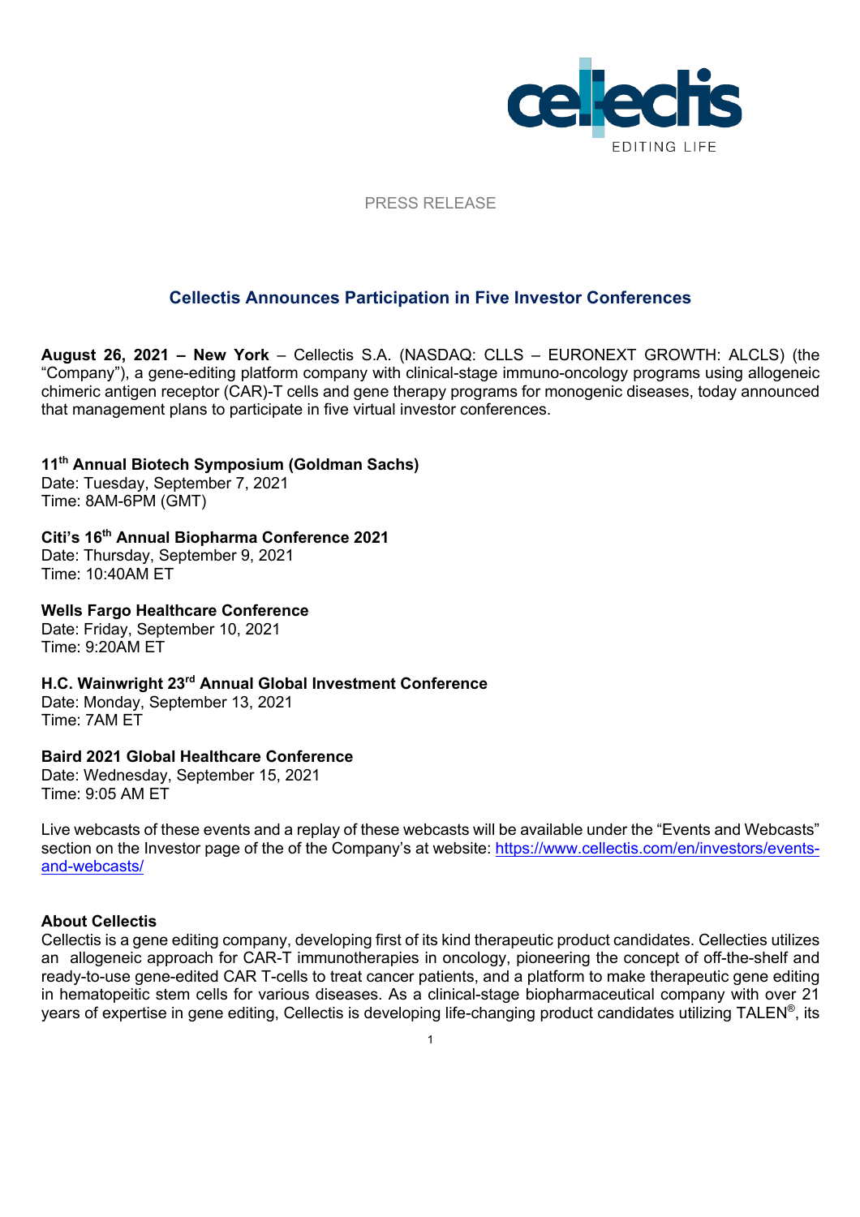PRESS RELEASE

# Cellectis Announces Participation in Five Investor Conferences

**August 26, 2021 – New York** – Cellectis S.A. (NASDAQ: CLLS – EURONEXT GROWTH: ALCLS) (the "Company"), a gene-editing platform company with clinical-stage immuno-oncology programs using allogeneic chimeric antigen receptor (CAR)-T cells and gene therapy programs for monogenic diseases, today announced that management plans to participate in five virtual investor conferences.

**11th Annual Biotech Symposium (Goldman Sachs)**
Date: Tuesday, September 7, 2021
Time: 8AM-6PM (GMT)

**Citi's 16th Annual Biopharma Conference 2021**
Date: Thursday, September 9, 2021
Time: 10:40AM ET

**Wells Fargo Healthcare Conference**
Date: Friday, September 10, 2021
Time: 9:20AM ET

**H.C. Wainwright 23rd Annual Global Investment Conference**
Date: Monday, September 13, 2021
Time: 7AM ET

**Baird 2021 Global Healthcare Conference**
Date: Wednesday, September 15, 2021
Time: 9:05 AM ET

Live webcasts of these events and a replay of these webcasts will be available under the "Events and Webcasts" section on the Investor page of the of the Company's at website: https://www.cellectis.com/en/investors/events-and-webcasts/

**About Cellectis**

Cellectis is a gene editing company, developing first of its kind therapeutic product candidates. Cellecties utilizes an allogeneic approach for CAR-T immunotherapies in oncology, pioneering the concept of off-the-shelf and ready-to-use gene-edited CAR T-cells to treat cancer patients, and a platform to make therapeutic gene editing in hematopeitic stem cells for various diseases. As a clinical-stage biopharmaceutical company with over 21 years of expertise in gene editing, Cellectis is developing life-changing product candidates utilizing TALEN®, its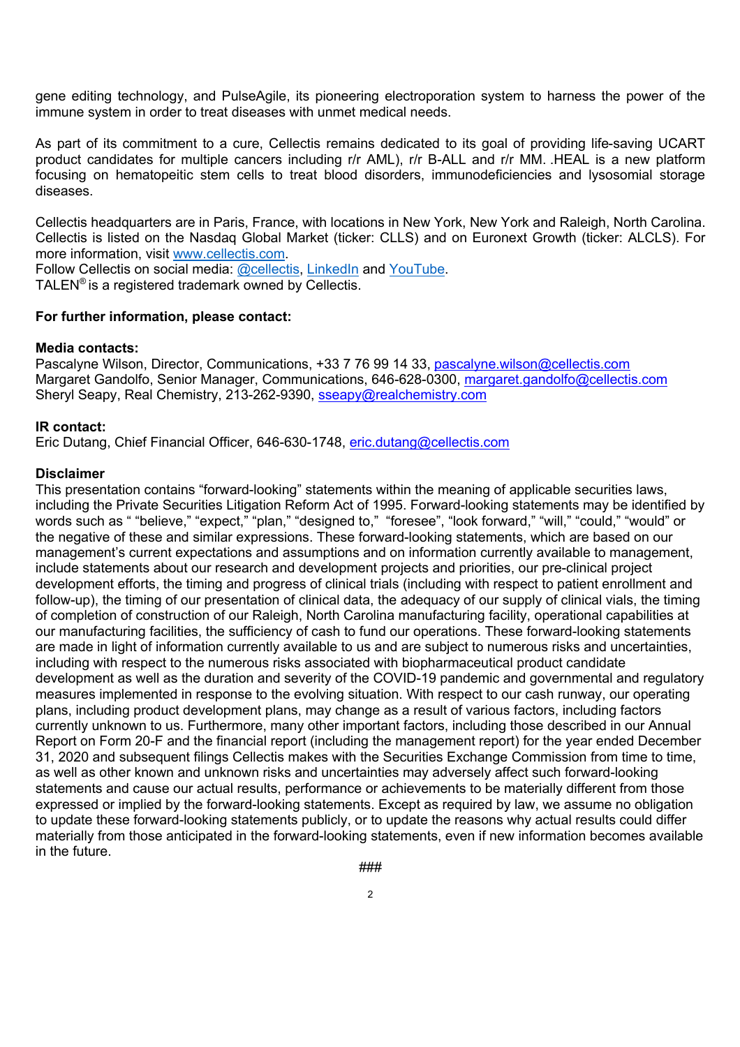gene editing technology, and PulseAgile, its pioneering electroporation system to harness the power of the immune system in order to treat diseases with unmet medical needs.

As part of its commitment to a cure, Cellectis remains dedicated to its goal of providing life-saving UCART product candidates for multiple cancers including r/r AML), r/r B-ALL and r/r MM. .HEAL is a new platform focusing on hematopeitic stem cells to treat blood disorders, immunodeficiencies and lysosomial storage diseases.

Cellectis headquarters are in Paris, France, with locations in New York, New York and Raleigh, North Carolina. Cellectis is listed on the Nasdaq Global Market (ticker: CLLS) and on Euronext Growth (ticker: ALCLS). For more information, visit [www.cellectis.com](www.cellectis.com).
Follow Cellectis on social media: [@cellectis](), [LinkedIn]() and [YouTube]().
TALEN® is a registered trademark owned by Cellectis.

**For further information, please contact:**

**Media contacts:**
Pascalyne Wilson, Director, Communications, +33 7 76 99 14 33, pascalyne.wilson@cellectis.com
Margaret Gandolfo, Senior Manager, Communications, 646-628-0300, margaret.gandolfo@cellectis.com
Sheryl Seapy, Real Chemistry, 213-262-9390, sseapy@realchemistry.com

**IR contact:**
Eric Dutang, Chief Financial Officer, 646-630-1748, eric.dutang@cellectis.com

**Disclaimer**
This presentation contains "forward-looking" statements within the meaning of applicable securities laws, including the Private Securities Litigation Reform Act of 1995. Forward-looking statements may be identified by words such as " "believe," "expect," "plan," "designed to," "foresee", "look forward," "will," "could," "would" or the negative of these and similar expressions. These forward-looking statements, which are based on our management's current expectations and assumptions and on information currently available to management, include statements about our research and development projects and priorities, our pre-clinical project development efforts, the timing and progress of clinical trials (including with respect to patient enrollment and follow-up), the timing of our presentation of clinical data, the adequacy of our supply of clinical vials, the timing of completion of construction of our Raleigh, North Carolina manufacturing facility, operational capabilities at our manufacturing facilities, the sufficiency of cash to fund our operations. These forward-looking statements are made in light of information currently available to us and are subject to numerous risks and uncertainties, including with respect to the numerous risks associated with biopharmaceutical product candidate development as well as the duration and severity of the COVID-19 pandemic and governmental and regulatory measures implemented in response to the evolving situation. With respect to our cash runway, our operating plans, including product development plans, may change as a result of various factors, including factors currently unknown to us. Furthermore, many other important factors, including those described in our Annual Report on Form 20-F and the financial report (including the management report) for the year ended December 31, 2020 and subsequent filings Cellectis makes with the Securities Exchange Commission from time to time, as well as other known and unknown risks and uncertainties may adversely affect such forward-looking statements and cause our actual results, performance or achievements to be materially different from those expressed or implied by the forward-looking statements. Except as required by law, we assume no obligation to update these forward-looking statements publicly, or to update the reasons why actual results could differ materially from those anticipated in the forward-looking statements, even if new information becomes available in the future.

###